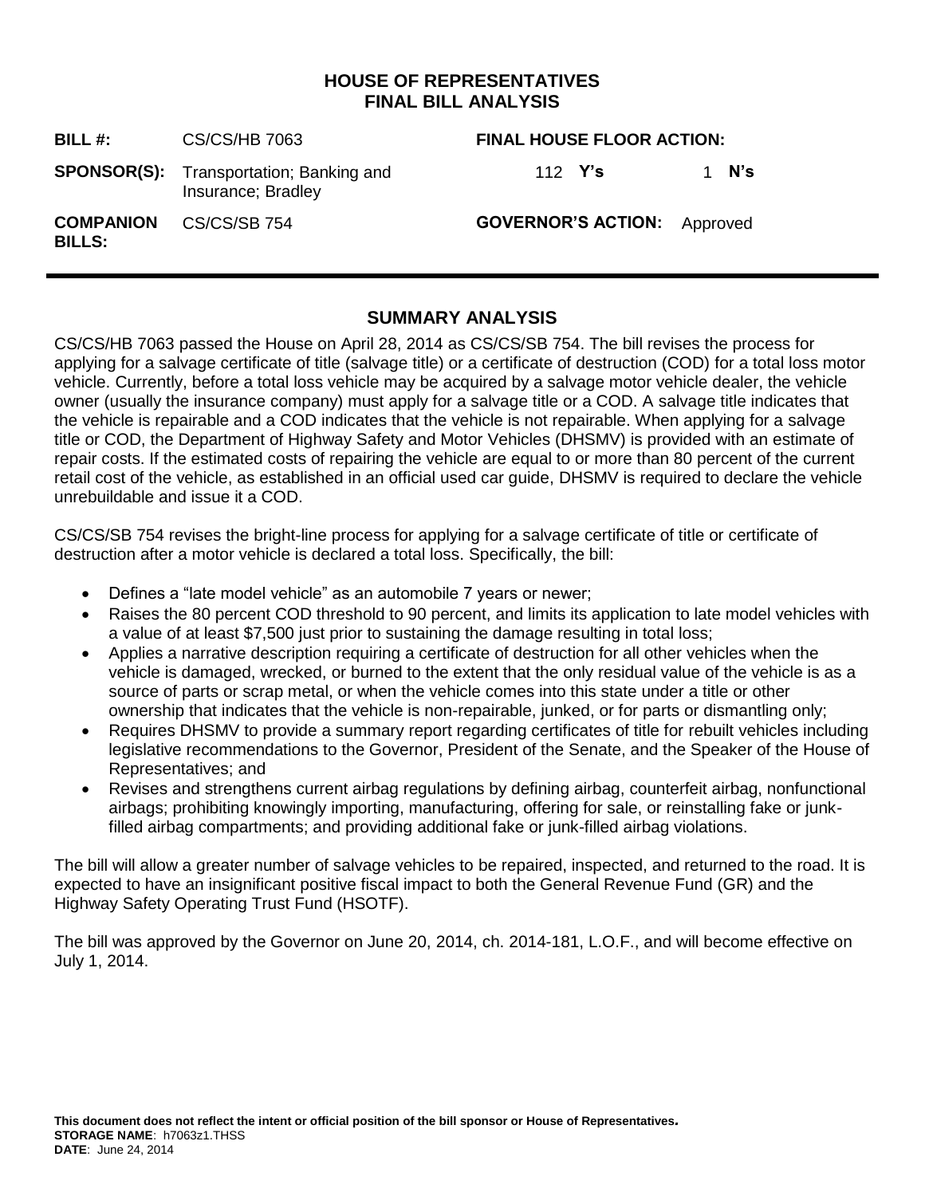# HOUSE OF REPRESENTATIVES
# FINAL BILL ANALYSIS

| | | | |
|---|---|---|---|
| **BILL #:** | CS/CS/HB 7063 | **FINAL HOUSE FLOOR ACTION:** | |
| **SPONSOR(S):** | Transportation; Banking and Insurance; Bradley | 112 **Y's** | 1 **N's** |
| **COMPANION BILLS:** | CS/CS/SB 754 | **GOVERNOR'S ACTION:** | Approved |

## SUMMARY ANALYSIS

CS/CS/HB 7063 passed the House on April 28, 2014 as CS/CS/SB 754. The bill revises the process for applying for a salvage certificate of title (salvage title) or a certificate of destruction (COD) for a total loss motor vehicle. Currently, before a total loss vehicle may be acquired by a salvage motor vehicle dealer, the vehicle owner (usually the insurance company) must apply for a salvage title or a COD. A salvage title indicates that the vehicle is repairable and a COD indicates that the vehicle is not repairable. When applying for a salvage title or COD, the Department of Highway Safety and Motor Vehicles (DHSMV) is provided with an estimate of repair costs. If the estimated costs of repairing the vehicle are equal to or more than 80 percent of the current retail cost of the vehicle, as established in an official used car guide, DHSMV is required to declare the vehicle unrebuildable and issue it a COD.

CS/CS/SB 754 revises the bright-line process for applying for a salvage certificate of title or certificate of destruction after a motor vehicle is declared a total loss. Specifically, the bill:

- Defines a "late model vehicle" as an automobile 7 years or newer;
- Raises the 80 percent COD threshold to 90 percent, and limits its application to late model vehicles with a value of at least $7,500 just prior to sustaining the damage resulting in total loss;
- Applies a narrative description requiring a certificate of destruction for all other vehicles when the vehicle is damaged, wrecked, or burned to the extent that the only residual value of the vehicle is as a source of parts or scrap metal, or when the vehicle comes into this state under a title or other ownership that indicates that the vehicle is non-repairable, junked, or for parts or dismantling only;
- Requires DHSMV to provide a summary report regarding certificates of title for rebuilt vehicles including legislative recommendations to the Governor, President of the Senate, and the Speaker of the House of Representatives; and
- Revises and strengthens current airbag regulations by defining airbag, counterfeit airbag, nonfunctional airbags; prohibiting knowingly importing, manufacturing, offering for sale, or reinstalling fake or junk-filled airbag compartments; and providing additional fake or junk-filled airbag violations.

The bill will allow a greater number of salvage vehicles to be repaired, inspected, and returned to the road. It is expected to have an insignificant positive fiscal impact to both the General Revenue Fund (GR) and the Highway Safety Operating Trust Fund (HSOTF).

The bill was approved by the Governor on June 20, 2014, ch. 2014-181, L.O.F., and will become effective on July 1, 2014.

**This document does not reflect the intent or official position of the bill sponsor or House of Representatives.**
**STORAGE NAME**: h7063z1.THSS
**DATE**: June 24, 2014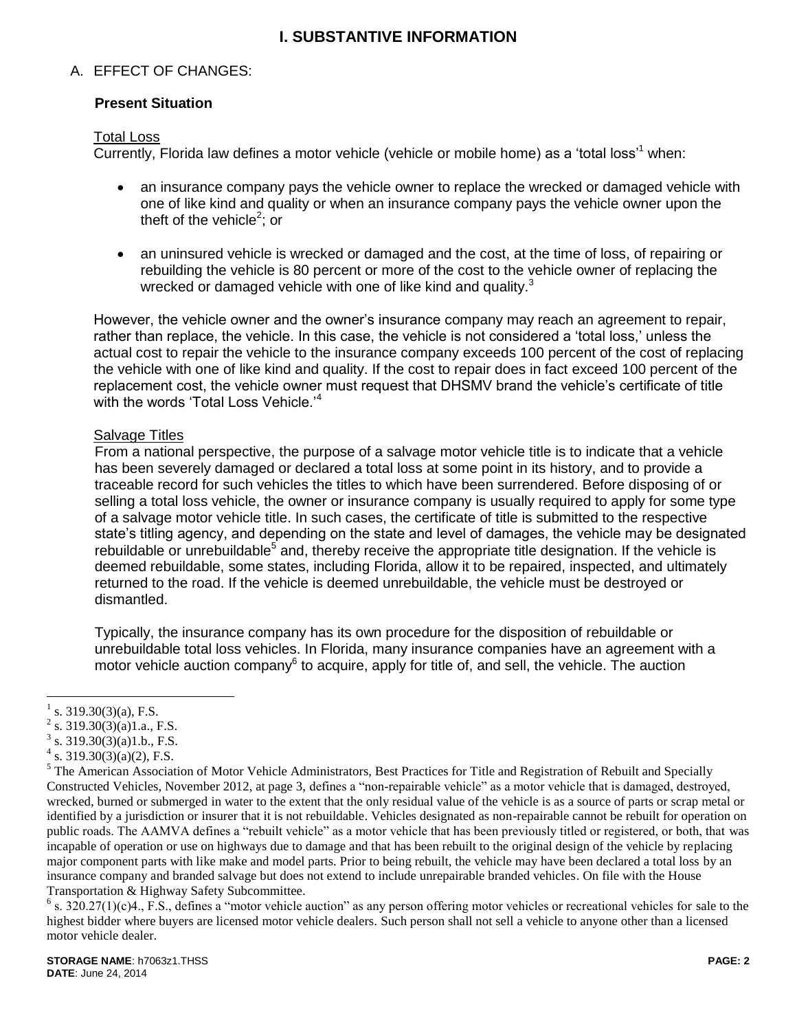# I. SUBSTANTIVE INFORMATION

## A. EFFECT OF CHANGES:

### Present Situation

Total Loss

Currently, Florida law defines a motor vehicle (vehicle or mobile home) as a 'total loss'[1] when:

- an insurance company pays the vehicle owner to replace the wrecked or damaged vehicle with one of like kind and quality or when an insurance company pays the vehicle owner upon the theft of the vehicle[2]; or
- an uninsured vehicle is wrecked or damaged and the cost, at the time of loss, of repairing or rebuilding the vehicle is 80 percent or more of the cost to the vehicle owner of replacing the wrecked or damaged vehicle with one of like kind and quality.[3]

However, the vehicle owner and the owner's insurance company may reach an agreement to repair, rather than replace, the vehicle. In this case, the vehicle is not considered a 'total loss,' unless the actual cost to repair the vehicle to the insurance company exceeds 100 percent of the cost of replacing the vehicle with one of like kind and quality. If the cost to repair does in fact exceed 100 percent of the replacement cost, the vehicle owner must request that DHSMV brand the vehicle's certificate of title with the words 'Total Loss Vehicle.'[4]

Salvage Titles

From a national perspective, the purpose of a salvage motor vehicle title is to indicate that a vehicle has been severely damaged or declared a total loss at some point in its history, and to provide a traceable record for such vehicles the titles to which have been surrendered. Before disposing of or selling a total loss vehicle, the owner or insurance company is usually required to apply for some type of a salvage motor vehicle title. In such cases, the certificate of title is submitted to the respective state's titling agency, and depending on the state and level of damages, the vehicle may be designated rebuildable or unrebuildable[5] and, thereby receive the appropriate title designation. If the vehicle is deemed rebuildable, some states, including Florida, allow it to be repaired, inspected, and ultimately returned to the road. If the vehicle is deemed unrebuildable, the vehicle must be destroyed or dismantled.

Typically, the insurance company has its own procedure for the disposition of rebuildable or unrebuildable total loss vehicles. In Florida, many insurance companies have an agreement with a motor vehicle auction company[6] to acquire, apply for title of, and sell, the vehicle. The auction

---

[1] s. 319.30(3)(a), F.S.

[2] s. 319.30(3)(a)1.a., F.S.

[3] s. 319.30(3)(a)1.b., F.S.

[4] s. 319.30(3)(a)(2), F.S.

[5] The American Association of Motor Vehicle Administrators, Best Practices for Title and Registration of Rebuilt and Specially Constructed Vehicles, November 2012, at page 3, defines a "non-repairable vehicle" as a motor vehicle that is damaged, destroyed, wrecked, burned or submerged in water to the extent that the only residual value of the vehicle is as a source of parts or scrap metal or identified by a jurisdiction or insurer that it is not rebuildable. Vehicles designated as non-repairable cannot be rebuilt for operation on public roads. The AAMVA defines a "rebuilt vehicle" as a motor vehicle that has been previously titled or registered, or both, that was incapable of operation or use on highways due to damage and that has been rebuilt to the original design of the vehicle by replacing major component parts with like make and model parts. Prior to being rebuilt, the vehicle may have been declared a total loss by an insurance company and branded salvage but does not extend to include unrepairable branded vehicles. On file with the House Transportation & Highway Safety Subcommittee.

[6] s. 320.27(1)(c)4., F.S., defines a "motor vehicle auction" as any person offering motor vehicles or recreational vehicles for sale to the highest bidder where buyers are licensed motor vehicle dealers. Such person shall not sell a vehicle to anyone other than a licensed motor vehicle dealer.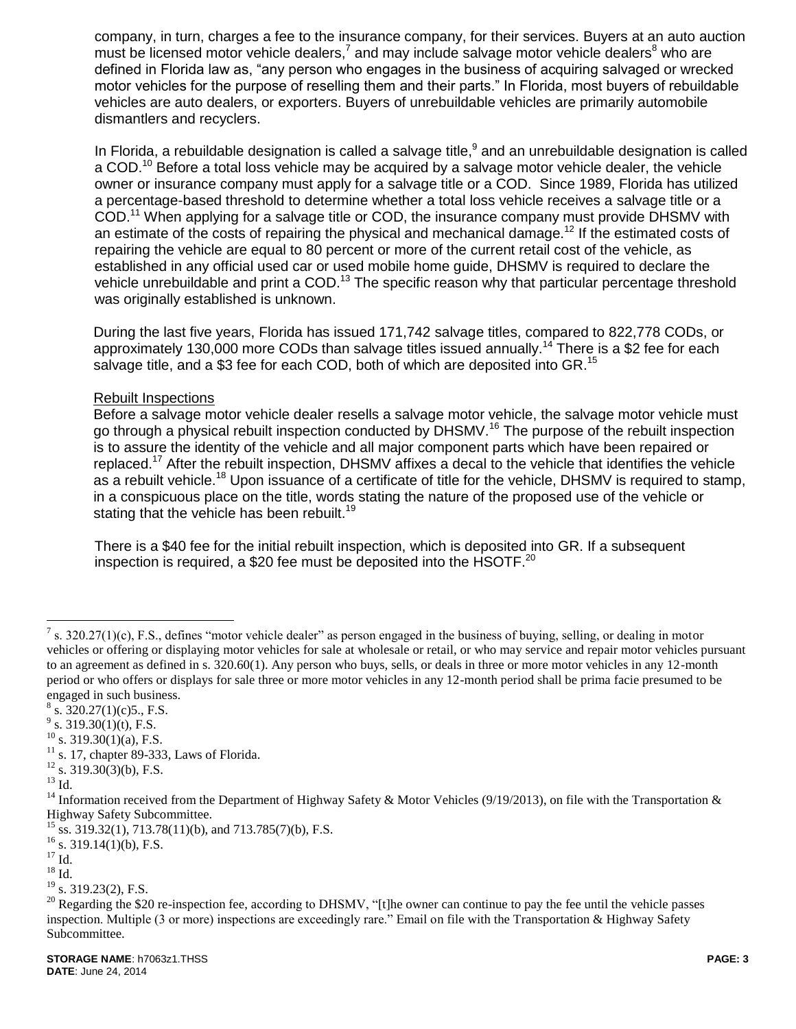company, in turn, charges a fee to the insurance company, for their services. Buyers at an auto auction must be licensed motor vehicle dealers,[7] and may include salvage motor vehicle dealers[8] who are defined in Florida law as, "any person who engages in the business of acquiring salvaged or wrecked motor vehicles for the purpose of reselling them and their parts." In Florida, most buyers of rebuildable vehicles are auto dealers, or exporters. Buyers of unrebuildable vehicles are primarily automobile dismantlers and recyclers.

In Florida, a rebuildable designation is called a salvage title,[9] and an unrebuildable designation is called a COD.[10] Before a total loss vehicle may be acquired by a salvage motor vehicle dealer, the vehicle owner or insurance company must apply for a salvage title or a COD. Since 1989, Florida has utilized a percentage-based threshold to determine whether a total loss vehicle receives a salvage title or a COD.[11] When applying for a salvage title or COD, the insurance company must provide DHSMV with an estimate of the costs of repairing the physical and mechanical damage.[12] If the estimated costs of repairing the vehicle are equal to 80 percent or more of the current retail cost of the vehicle, as established in any official used car or used mobile home guide, DHSMV is required to declare the vehicle unrebuildable and print a COD.[13] The specific reason why that particular percentage threshold was originally established is unknown.

During the last five years, Florida has issued 171,742 salvage titles, compared to 822,778 CODs, or approximately 130,000 more CODs than salvage titles issued annually.[14] There is a $2 fee for each salvage title, and a $3 fee for each COD, both of which are deposited into GR.[15]

Rebuilt Inspections

Before a salvage motor vehicle dealer resells a salvage motor vehicle, the salvage motor vehicle must go through a physical rebuilt inspection conducted by DHSMV.[16] The purpose of the rebuilt inspection is to assure the identity of the vehicle and all major component parts which have been repaired or replaced.[17] After the rebuilt inspection, DHSMV affixes a decal to the vehicle that identifies the vehicle as a rebuilt vehicle.[18] Upon issuance of a certificate of title for the vehicle, DHSMV is required to stamp, in a conspicuous place on the title, words stating the nature of the proposed use of the vehicle or stating that the vehicle has been rebuilt.[19]

There is a $40 fee for the initial rebuilt inspection, which is deposited into GR. If a subsequent inspection is required, a $20 fee must be deposited into the HSOTF.[20]

---

[7] s. 320.27(1)(c), F.S., defines "motor vehicle dealer" as person engaged in the business of buying, selling, or dealing in motor vehicles or offering or displaying motor vehicles for sale at wholesale or retail, or who may service and repair motor vehicles pursuant to an agreement as defined in s. 320.60(1). Any person who buys, sells, or deals in three or more motor vehicles in any 12-month period or who offers or displays for sale three or more motor vehicles in any 12-month period shall be prima facie presumed to be engaged in such business.

[8] s. 320.27(1)(c)5., F.S.

[9] s. 319.30(1)(t), F.S.

[10] s. 319.30(1)(a), F.S.

[11] s. 17, chapter 89-333, Laws of Florida.

[12] s. 319.30(3)(b), F.S.

[13] Id.

[14] Information received from the Department of Highway Safety & Motor Vehicles (9/19/2013), on file with the Transportation & Highway Safety Subcommittee.

[15] ss. 319.32(1), 713.78(11)(b), and 713.785(7)(b), F.S.

[16] s. 319.14(1)(b), F.S.

[17] Id.

[18] Id.

[19] s. 319.23(2), F.S.

[20] Regarding the $20 re-inspection fee, according to DHSMV, "[t]he owner can continue to pay the fee until the vehicle passes inspection. Multiple (3 or more) inspections are exceedingly rare." Email on file with the Transportation & Highway Safety Subcommittee.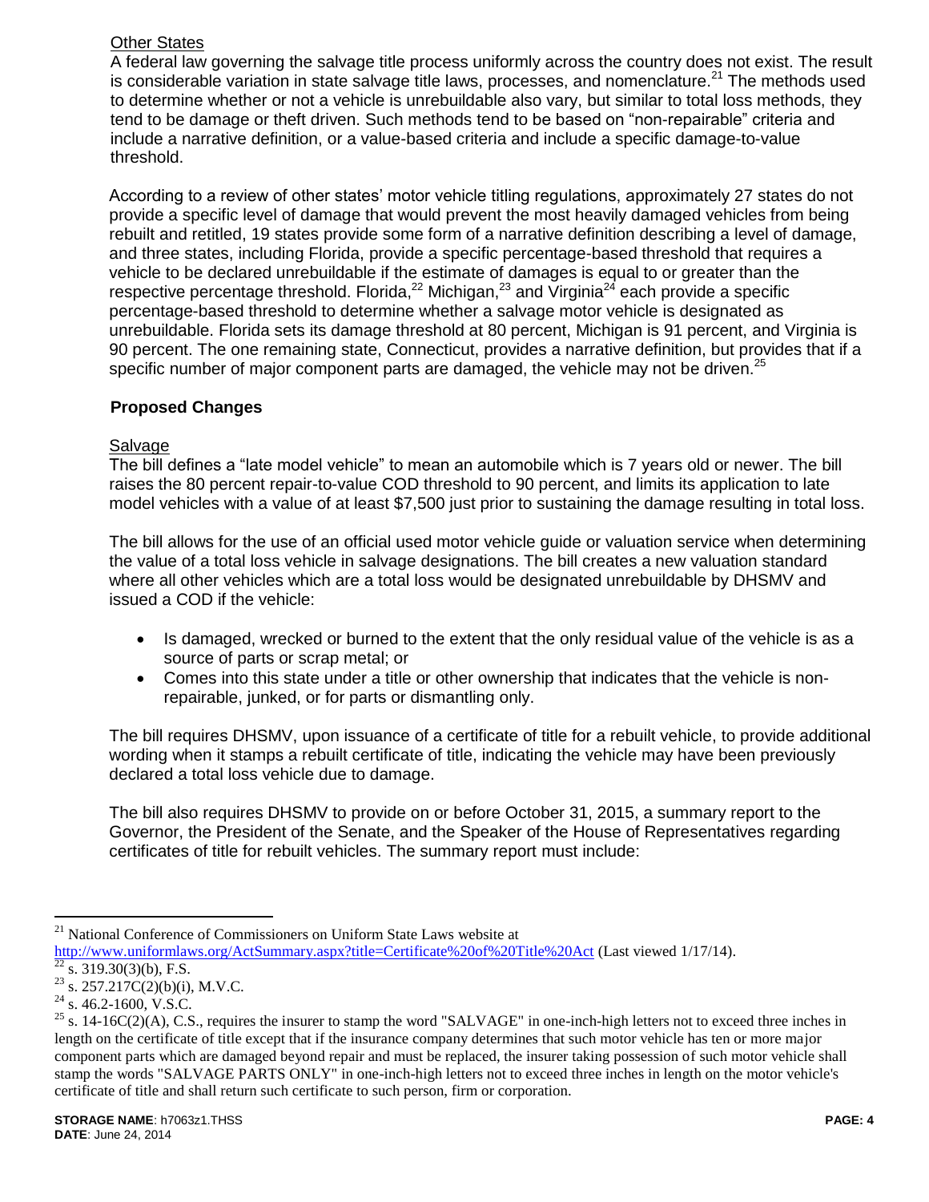Other States

A federal law governing the salvage title process uniformly across the country does not exist. The result is considerable variation in state salvage title laws, processes, and nomenclature.[21] The methods used to determine whether or not a vehicle is unrebuildable also vary, but similar to total loss methods, they tend to be damage or theft driven. Such methods tend to be based on "non-repairable" criteria and include a narrative definition, or a value-based criteria and include a specific damage-to-value threshold.

According to a review of other states' motor vehicle titling regulations, approximately 27 states do not provide a specific level of damage that would prevent the most heavily damaged vehicles from being rebuilt and retitled, 19 states provide some form of a narrative definition describing a level of damage, and three states, including Florida, provide a specific percentage-based threshold that requires a vehicle to be declared unrebuildable if the estimate of damages is equal to or greater than the respective percentage threshold. Florida,[22] Michigan,[23] and Virginia[24] each provide a specific percentage-based threshold to determine whether a salvage motor vehicle is designated as unrebuildable. Florida sets its damage threshold at 80 percent, Michigan is 91 percent, and Virginia is 90 percent. The one remaining state, Connecticut, provides a narrative definition, but provides that if a specific number of major component parts are damaged, the vehicle may not be driven.[25]

**Proposed Changes**

Salvage

The bill defines a "late model vehicle" to mean an automobile which is 7 years old or newer. The bill raises the 80 percent repair-to-value COD threshold to 90 percent, and limits its application to late model vehicles with a value of at least $7,500 just prior to sustaining the damage resulting in total loss.

The bill allows for the use of an official used motor vehicle guide or valuation service when determining the value of a total loss vehicle in salvage designations. The bill creates a new valuation standard where all other vehicles which are a total loss would be designated unrebuildable by DHSMV and issued a COD if the vehicle:

- Is damaged, wrecked or burned to the extent that the only residual value of the vehicle is as a source of parts or scrap metal; or
- Comes into this state under a title or other ownership that indicates that the vehicle is non-repairable, junked, or for parts or dismantling only.

The bill requires DHSMV, upon issuance of a certificate of title for a rebuilt vehicle, to provide additional wording when it stamps a rebuilt certificate of title, indicating the vehicle may have been previously declared a total loss vehicle due to damage.

The bill also requires DHSMV to provide on or before October 31, 2015, a summary report to the Governor, the President of the Senate, and the Speaker of the House of Representatives regarding certificates of title for rebuilt vehicles. The summary report must include:

---

[21] National Conference of Commissioners on Uniform State Laws website at http://www.uniformlaws.org/ActSummary.aspx?title=Certificate%20of%20Title%20Act (Last viewed 1/17/14).

[22] s. 319.30(3)(b), F.S.

[23] s. 257.217C(2)(b)(i), M.V.C.

[24] s. 46.2-1600, V.S.C.

[25] s. 14-16C(2)(A), C.S., requires the insurer to stamp the word "SALVAGE" in one-inch-high letters not to exceed three inches in length on the certificate of title except that if the insurance company determines that such motor vehicle has ten or more major component parts which are damaged beyond repair and must be replaced, the insurer taking possession of such motor vehicle shall stamp the words "SALVAGE PARTS ONLY" in one-inch-high letters not to exceed three inches in length on the motor vehicle's certificate of title and shall return such certificate to such person, firm or corporation.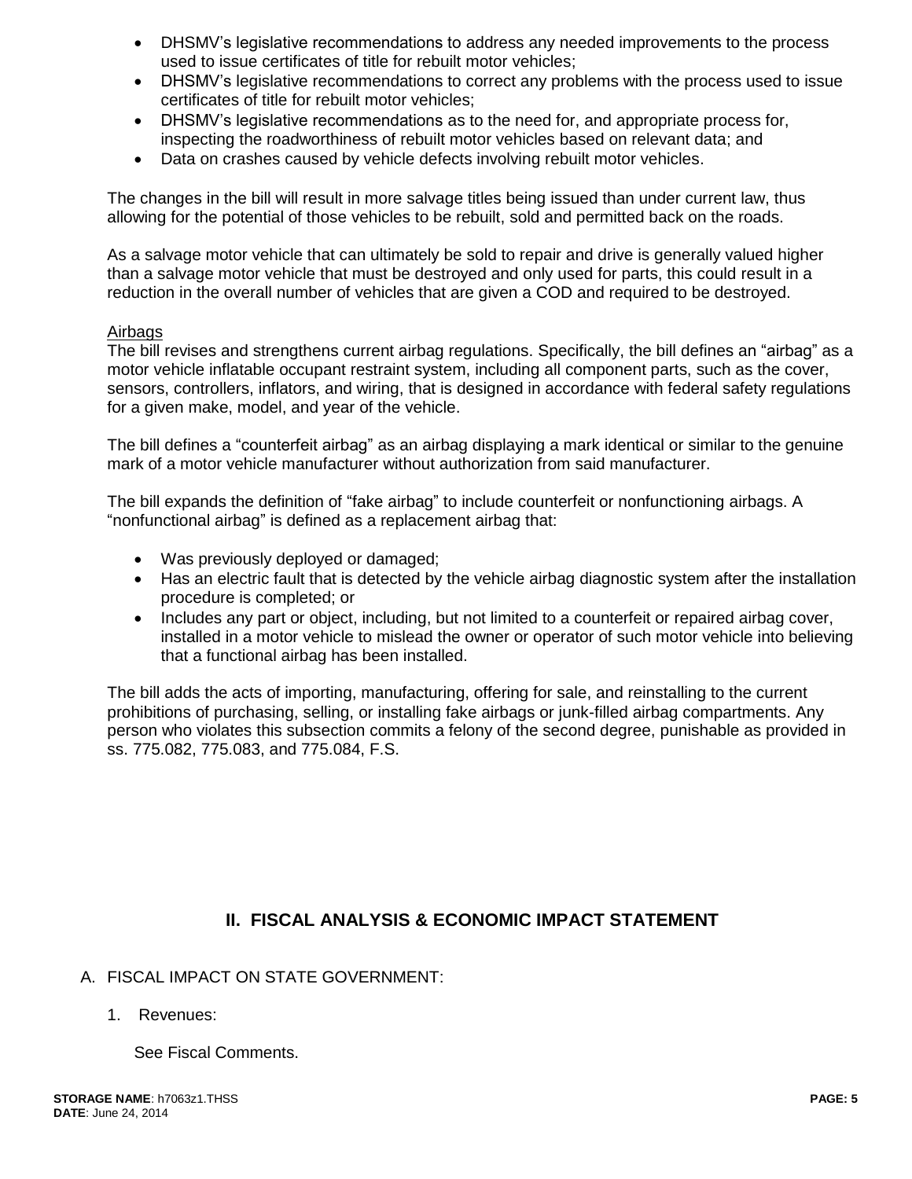- DHSMV's legislative recommendations to address any needed improvements to the process used to issue certificates of title for rebuilt motor vehicles;
- DHSMV's legislative recommendations to correct any problems with the process used to issue certificates of title for rebuilt motor vehicles;
- DHSMV's legislative recommendations as to the need for, and appropriate process for, inspecting the roadworthiness of rebuilt motor vehicles based on relevant data; and
- Data on crashes caused by vehicle defects involving rebuilt motor vehicles.

The changes in the bill will result in more salvage titles being issued than under current law, thus allowing for the potential of those vehicles to be rebuilt, sold and permitted back on the roads.

As a salvage motor vehicle that can ultimately be sold to repair and drive is generally valued higher than a salvage motor vehicle that must be destroyed and only used for parts, this could result in a reduction in the overall number of vehicles that are given a COD and required to be destroyed.

<u>Airbags</u>

The bill revises and strengthens current airbag regulations. Specifically, the bill defines an "airbag" as a motor vehicle inflatable occupant restraint system, including all component parts, such as the cover, sensors, controllers, inflators, and wiring, that is designed in accordance with federal safety regulations for a given make, model, and year of the vehicle.

The bill defines a "counterfeit airbag" as an airbag displaying a mark identical or similar to the genuine mark of a motor vehicle manufacturer without authorization from said manufacturer.

The bill expands the definition of "fake airbag" to include counterfeit or nonfunctioning airbags. A "nonfunctional airbag" is defined as a replacement airbag that:

- Was previously deployed or damaged;
- Has an electric fault that is detected by the vehicle airbag diagnostic system after the installation procedure is completed; or
- Includes any part or object, including, but not limited to a counterfeit or repaired airbag cover, installed in a motor vehicle to mislead the owner or operator of such motor vehicle into believing that a functional airbag has been installed.

The bill adds the acts of importing, manufacturing, offering for sale, and reinstalling to the current prohibitions of purchasing, selling, or installing fake airbags or junk-filled airbag compartments. Any person who violates this subsection commits a felony of the second degree, punishable as provided in ss. 775.082, 775.083, and 775.084, F.S.

## II. FISCAL ANALYSIS & ECONOMIC IMPACT STATEMENT

A. FISCAL IMPACT ON STATE GOVERNMENT:

1. Revenues:

   See Fiscal Comments.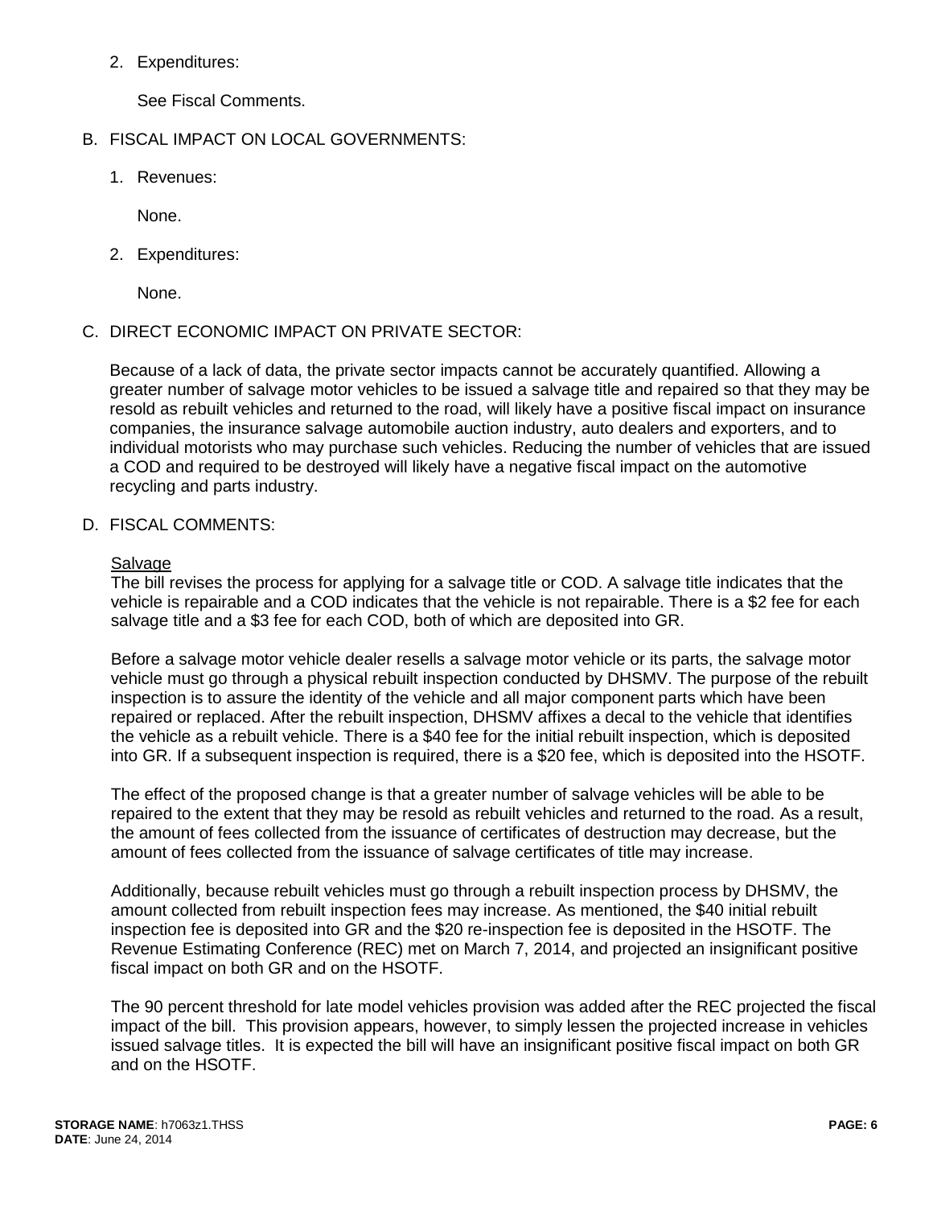2. Expenditures:

   See Fiscal Comments.

B. FISCAL IMPACT ON LOCAL GOVERNMENTS:

1. Revenues:

   None.

2. Expenditures:

   None.

C. DIRECT ECONOMIC IMPACT ON PRIVATE SECTOR:

Because of a lack of data, the private sector impacts cannot be accurately quantified. Allowing a greater number of salvage motor vehicles to be issued a salvage title and repaired so that they may be resold as rebuilt vehicles and returned to the road, will likely have a positive fiscal impact on insurance companies, the insurance salvage automobile auction industry, auto dealers and exporters, and to individual motorists who may purchase such vehicles. Reducing the number of vehicles that are issued a COD and required to be destroyed will likely have a negative fiscal impact on the automotive recycling and parts industry.

D. FISCAL COMMENTS:

Salvage

The bill revises the process for applying for a salvage title or COD. A salvage title indicates that the vehicle is repairable and a COD indicates that the vehicle is not repairable. There is a $2 fee for each salvage title and a $3 fee for each COD, both of which are deposited into GR.

Before a salvage motor vehicle dealer resells a salvage motor vehicle or its parts, the salvage motor vehicle must go through a physical rebuilt inspection conducted by DHSMV. The purpose of the rebuilt inspection is to assure the identity of the vehicle and all major component parts which have been repaired or replaced. After the rebuilt inspection, DHSMV affixes a decal to the vehicle that identifies the vehicle as a rebuilt vehicle. There is a $40 fee for the initial rebuilt inspection, which is deposited into GR. If a subsequent inspection is required, there is a $20 fee, which is deposited into the HSOTF.

The effect of the proposed change is that a greater number of salvage vehicles will be able to be repaired to the extent that they may be resold as rebuilt vehicles and returned to the road. As a result, the amount of fees collected from the issuance of certificates of destruction may decrease, but the amount of fees collected from the issuance of salvage certificates of title may increase.

Additionally, because rebuilt vehicles must go through a rebuilt inspection process by DHSMV, the amount collected from rebuilt inspection fees may increase. As mentioned, the $40 initial rebuilt inspection fee is deposited into GR and the $20 re-inspection fee is deposited in the HSOTF. The Revenue Estimating Conference (REC) met on March 7, 2014, and projected an insignificant positive fiscal impact on both GR and on the HSOTF.

The 90 percent threshold for late model vehicles provision was added after the REC projected the fiscal impact of the bill. This provision appears, however, to simply lessen the projected increase in vehicles issued salvage titles. It is expected the bill will have an insignificant positive fiscal impact on both GR and on the HSOTF.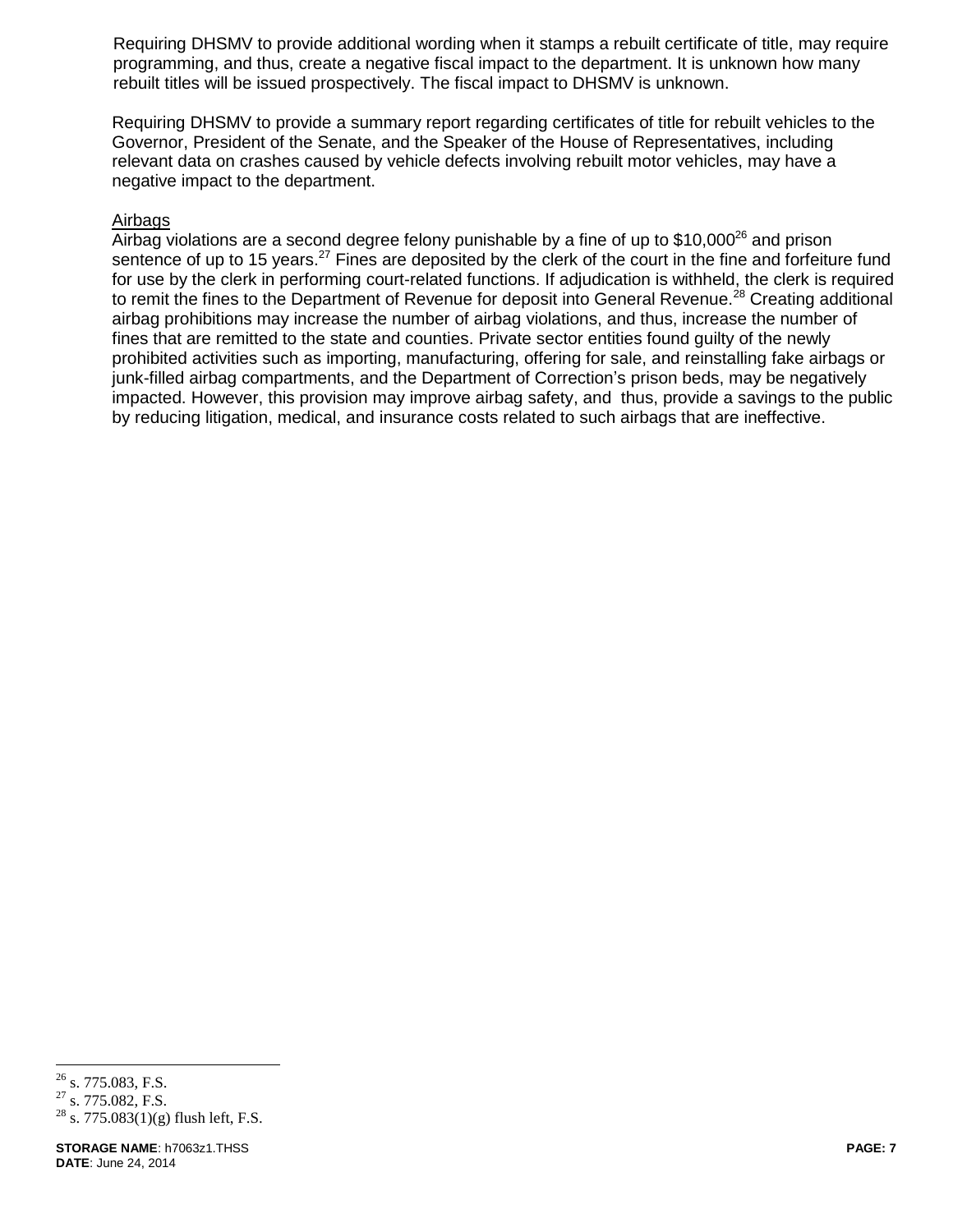Requiring DHSMV to provide additional wording when it stamps a rebuilt certificate of title, may require programming, and thus, create a negative fiscal impact to the department. It is unknown how many rebuilt titles will be issued prospectively. The fiscal impact to DHSMV is unknown.

Requiring DHSMV to provide a summary report regarding certificates of title for rebuilt vehicles to the Governor, President of the Senate, and the Speaker of the House of Representatives, including relevant data on crashes caused by vehicle defects involving rebuilt motor vehicles, may have a negative impact to the department.

Airbags

Airbag violations are a second degree felony punishable by a fine of up to $10,000[26] and prison sentence of up to 15 years.[27] Fines are deposited by the clerk of the court in the fine and forfeiture fund for use by the clerk in performing court-related functions. If adjudication is withheld, the clerk is required to remit the fines to the Department of Revenue for deposit into General Revenue.[28] Creating additional airbag prohibitions may increase the number of airbag violations, and thus, increase the number of fines that are remitted to the state and counties. Private sector entities found guilty of the newly prohibited activities such as importing, manufacturing, offering for sale, and reinstalling fake airbags or junk-filled airbag compartments, and the Department of Correction's prison beds, may be negatively impacted. However, this provision may improve airbag safety, and thus, provide a savings to the public by reducing litigation, medical, and insurance costs related to such airbags that are ineffective.

---

[26] s. 775.083, F.S.

[27] s. 775.082, F.S.

[28] s. 775.083(1)(g) flush left, F.S.